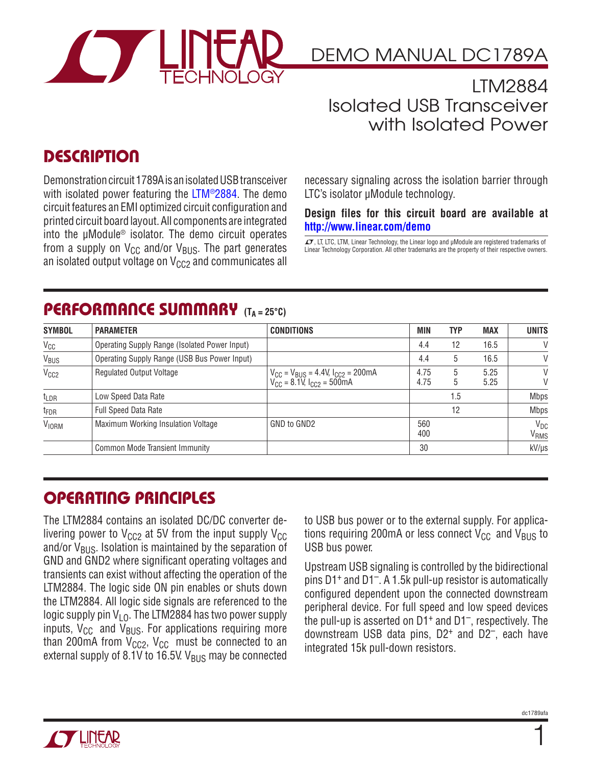# DEMO MANUAL DC1789A

## LTM2884 Isolated USB Transceiver with Isolated Power

## DESCRIPTION

Demonstration circuit 1789A is an isolated USB transceiver with isolated power featuring the LTM®2884. The demo circuit features an EMI optimized circuit configuration and printed circuit board layout. All components are integrated into the µModule® isolator. The demo circuit operates from a supply on $V_{CC}$ and/or $V_{BUS}$. The part generates an isolated output voltage on $V_{CC2}$ and communicates all necessary signaling across the isolation barrier through LTC's isolator µModule technology.

**Design files for this circuit board are available at http://www.linear.com/demo**

LT, LTC, LTM, Linear Technology, the Linear logo and µModule are registered trademarks of Linear Technology Corporation. All other trademarks are the property of their respective owners.

## PERFORMANCE SUMMARY ($T_A$ = 25°C)

| SYMBOL | PARAMETER | CONDITIONS | MIN | TYP | MAX | UNITS |
|---|---|---|---|---|---|---|
| $V_{CC}$ | Operating Supply Range (Isolated Power Input) | | 4.4 | 12 | 16.5 | V |
| $V_{BUS}$ | Operating Supply Range (USB Bus Power Input) | | 4.4 | 5 | 16.5 | V |
| $V_{CC2}$ | Regulated Output Voltage | $V_{CC} = V_{BUS} = 4.4V$, $I_{CC2} = 200mA$<br>$V_{CC} = 8.1V$, $I_{CC2} = 500mA$ | 4.75<br>4.75 | 5<br>5 | 5.25<br>5.25 | V<br>V |
| $t_{LDR}$ | Low Speed Data Rate | | | 1.5 | | Mbps |
| $t_{FDR}$ | Full Speed Data Rate | | | 12 | | Mbps |
| $V_{IORM}$ | Maximum Working Insulation Voltage | GND to GND2 | 560<br>400 | | | $V_{DC}$<br>$V_{RMS}$ |
| | Common Mode Transient Immunity | | 30 | | | kV/µs |

## OPERATING PRINCIPLES

The LTM2884 contains an isolated DC/DC converter delivering power to $V_{CC2}$ at 5V from the input supply $V_{CC}$ and/or $V_{BUS}$. Isolation is maintained by the separation of GND and GND2 where significant operating voltages and transients can exist without affecting the operation of the LTM2884. The logic side ON pin enables or shuts down the LTM2884. All logic side signals are referenced to the logic supply pin $V_{LO}$. The LTM2884 has two power supply inputs, $V_{CC}$ and $V_{BUS}$. For applications requiring more than 200mA from $V_{CC2}$, $V_{CC}$ must be connected to an external supply of 8.1V to 16.5V. $V_{BUS}$ may be connected to USB bus power or to the external supply. For applications requiring 200mA or less connect $V_{CC}$ and $V_{BUS}$ to USB bus power.

Upstream USB signaling is controlled by the bidirectional pins $D1^+$ and $D1^-$. A 1.5k pull-up resistor is automatically configured dependent upon the connected downstream peripheral device. For full speed and low speed devices the pull-up is asserted on $D1^+$ and $D1^-$, respectively. The downstream USB data pins, $D2^+$ and $D2^-$, each have integrated 15k pull-down resistors.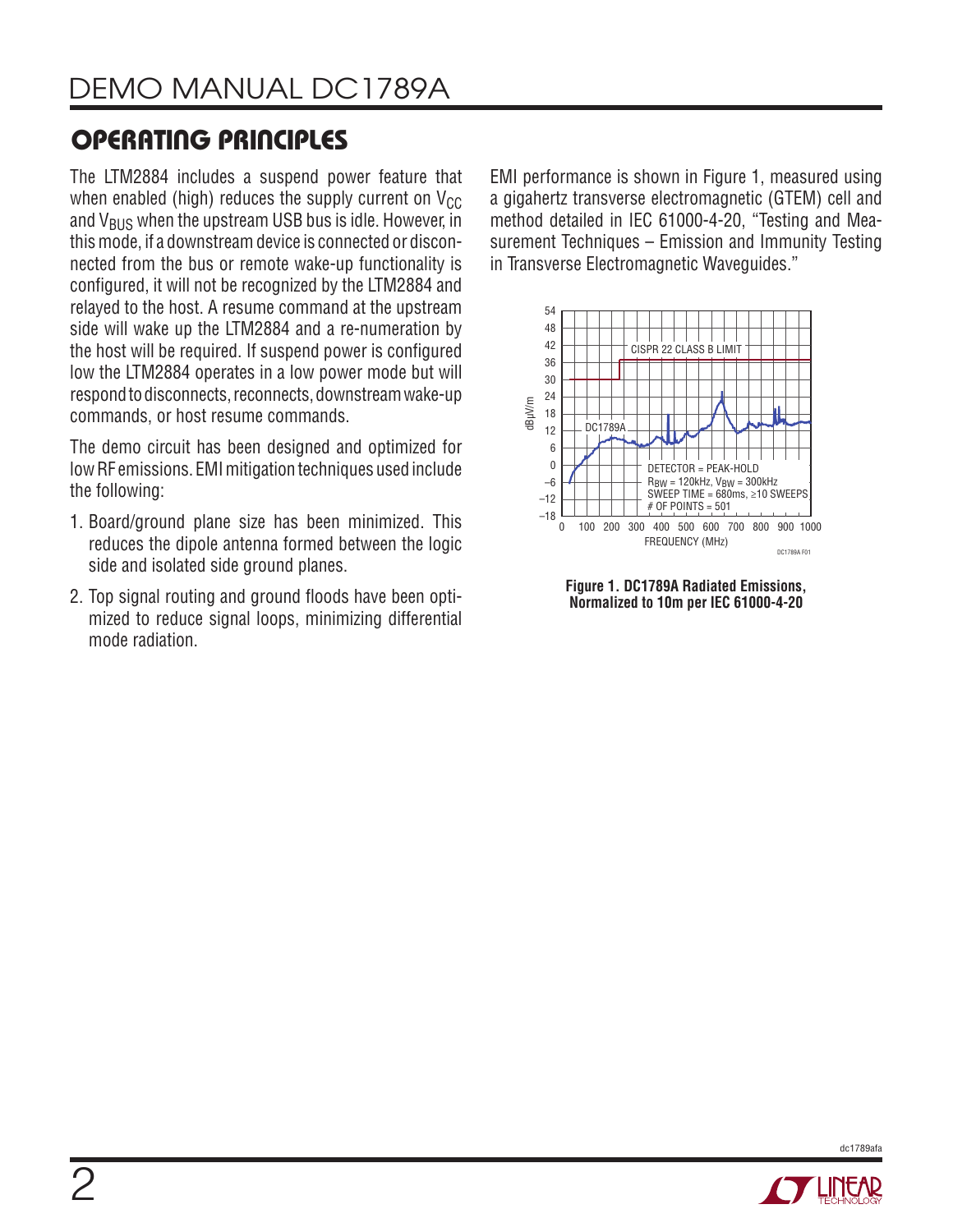## OPERATING PRINCIPLES

The LTM2884 includes a suspend power feature that when enabled (high) reduces the supply current on $V_{CC}$ and $V_{BUS}$ when the upstream USB bus is idle. However, in this mode, if a downstream device is connected or disconnected from the bus or remote wake-up functionality is configured, it will not be recognized by the LTM2884 and relayed to the host. A resume command at the upstream side will wake up the LTM2884 and a re-numeration by the host will be required. If suspend power is configured low the LTM2884 operates in a low power mode but will respond to disconnects, reconnects, downstream wake-up commands, or host resume commands.

The demo circuit has been designed and optimized for low RF emissions. EMI mitigation techniques used include the following:

1. Board/ground plane size has been minimized. This reduces the dipole antenna formed between the logic side and isolated side ground planes.
2. Top signal routing and ground floods have been optimized to reduce signal loops, minimizing differential mode radiation.

EMI performance is shown in Figure 1, measured using a gigahertz transverse electromagnetic (GTEM) cell and method detailed in IEC 61000-4-20, "Testing and Measurement Techniques – Emission and Immunity Testing in Transverse Electromagnetic Waveguides."

**Figure 1. DC1789A Radiated Emissions, Normalized to 10m per IEC 61000-4-20**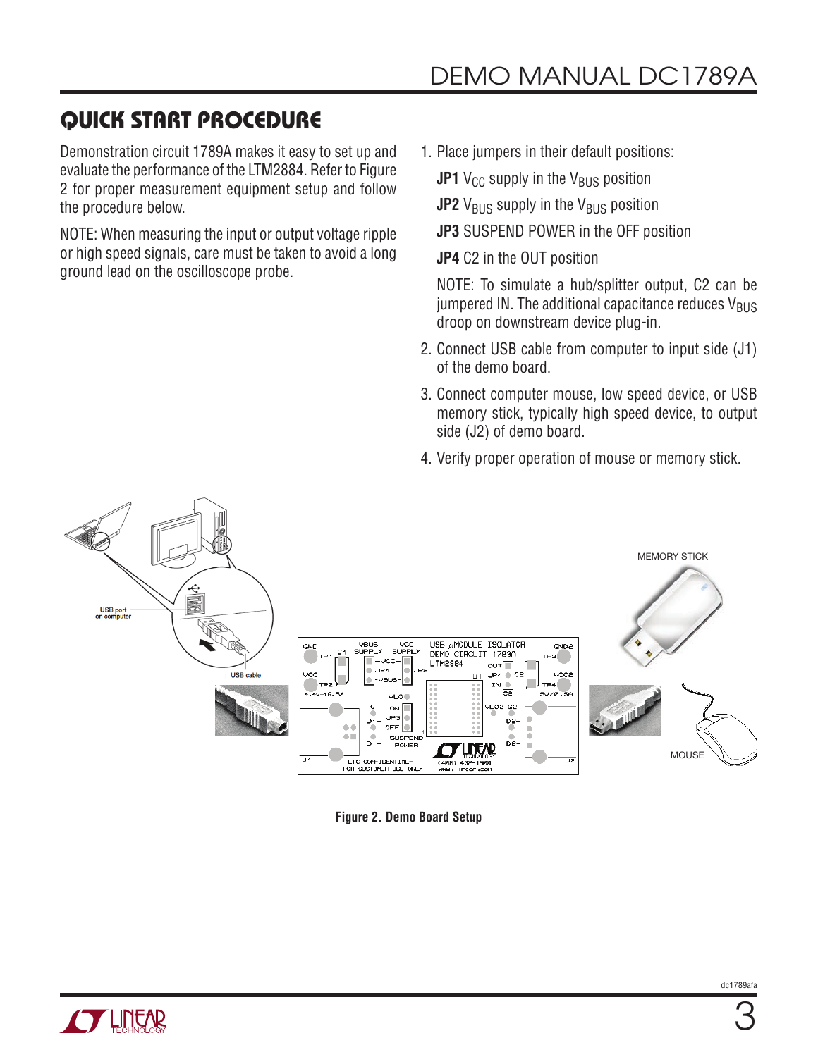## QUICK START PROCEDURE

Demonstration circuit 1789A makes it easy to set up and evaluate the performance of the LTM2884. Refer to Figure 2 for proper measurement equipment setup and follow the procedure below.

NOTE: When measuring the input or output voltage ripple or high speed signals, care must be taken to avoid a long ground lead on the oscilloscope probe.

1. Place jumpers in their default positions:

   **JP1** $V_{CC}$ supply in the $V_{BUS}$ position

   **JP2** $V_{BUS}$ supply in the $V_{BUS}$ position

   **JP3** SUSPEND POWER in the OFF position

   **JP4** C2 in the OUT position

   NOTE: To simulate a hub/splitter output, C2 can be jumpered IN. The additional capacitance reduces $V_{BUS}$ droop on downstream device plug-in.

2. Connect USB cable from computer to input side (J1) of the demo board.

3. Connect computer mouse, low speed device, or USB memory stick, typically high speed device, to output side (J2) of demo board.

4. Verify proper operation of mouse or memory stick.

Figure 2. Demo Board Setup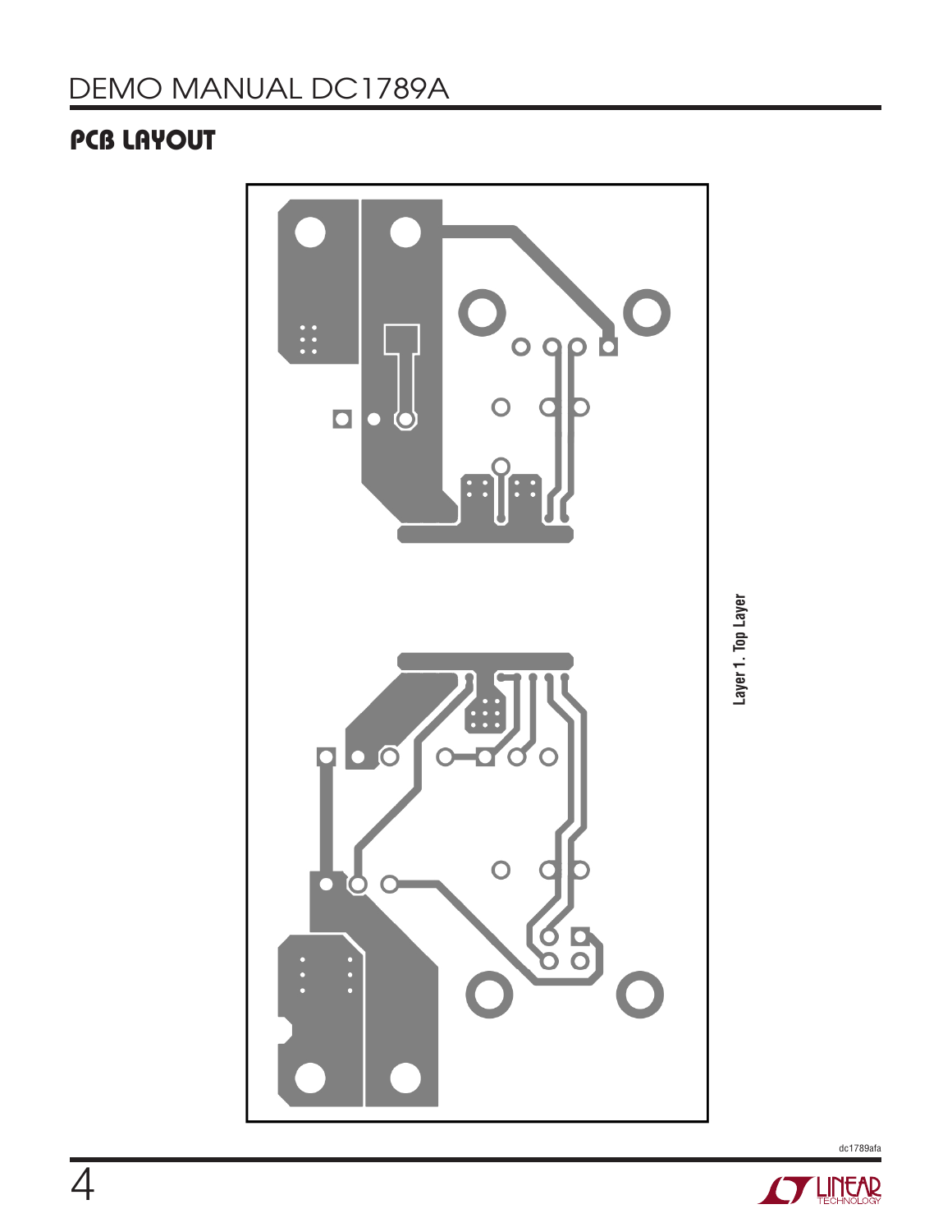## PCB LAYOUT

Layer 1. Top Layer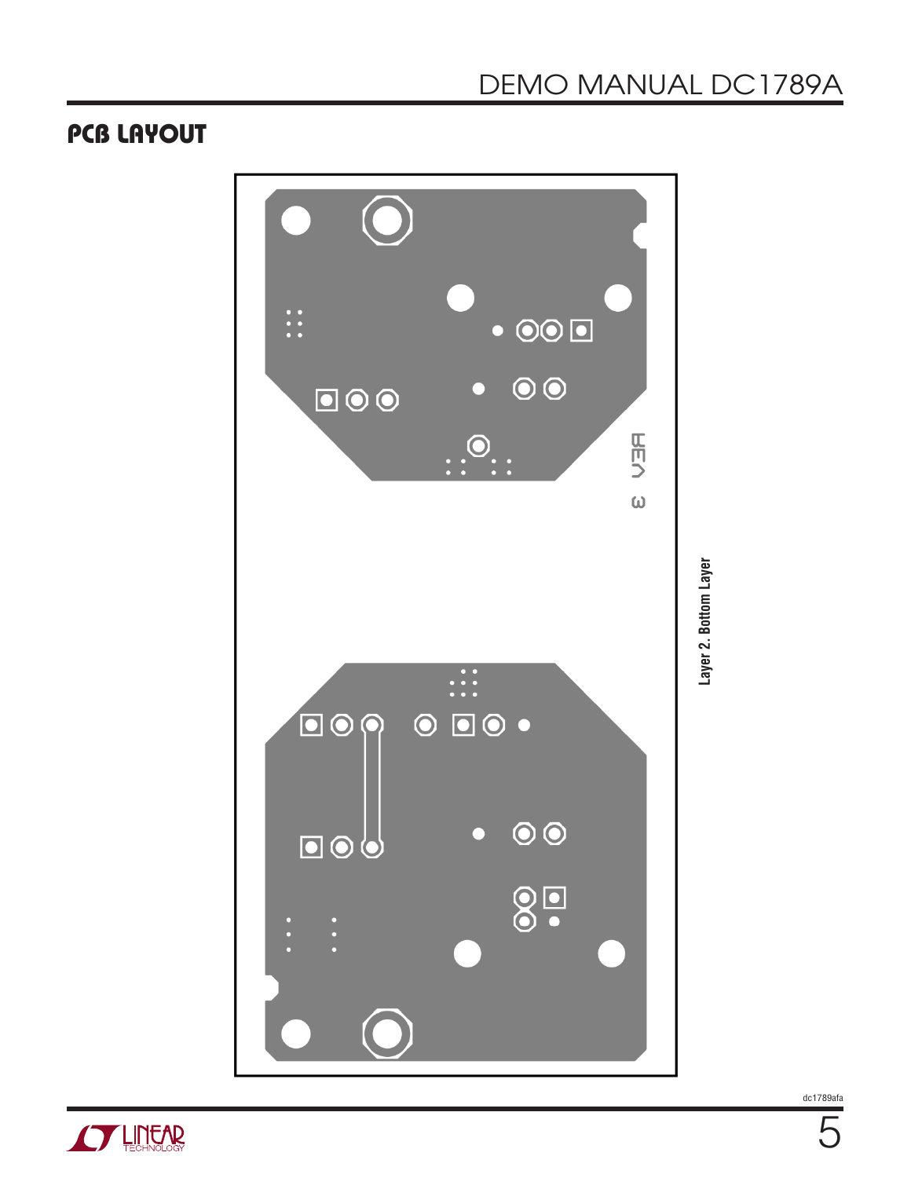## PCB LAYOUT

Layer 2. Bottom Layer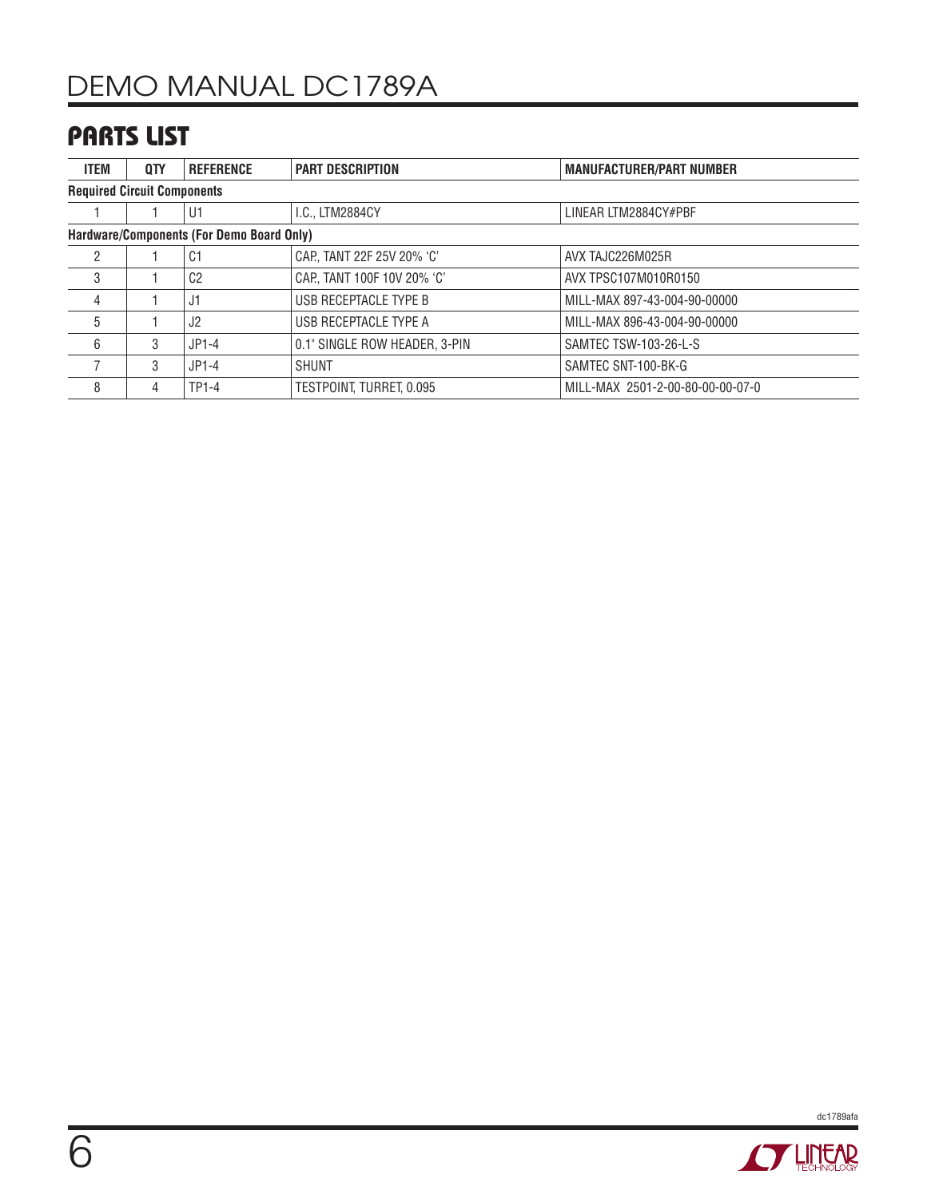## PARTS LIST

| ITEM | QTY | REFERENCE | PART DESCRIPTION | MANUFACTURER/PART NUMBER |
|---|---|---|---|---|
| **Required Circuit Components** | | | | |
| 1 | 1 | U1 | I.C., LTM2884CY | LINEAR LTM2884CY#PBF |
| **Hardware/Components (For Demo Board Only)** | | | | |
| 2 | 1 | C1 | CAP., TANT 22F 25V 20% 'C' | AVX TAJC226M025R |
| 3 | 1 | C2 | CAP., TANT 100F 10V 20% 'C' | AVX TPSC107M010R0150 |
| 4 | 1 | J1 | USB RECEPTACLE TYPE B | MILL-MAX 897-43-004-90-00000 |
| 5 | 1 | J2 | USB RECEPTACLE TYPE A | MILL-MAX 896-43-004-90-00000 |
| 6 | 3 | JP1-4 | 0.1" SINGLE ROW HEADER, 3-PIN | SAMTEC TSW-103-26-L-S |
| 7 | 3 | JP1-4 | SHUNT | SAMTEC SNT-100-BK-G |
| 8 | 4 | TP1-4 | TESTPOINT, TURRET, 0.095 | MILL-MAX 2501-2-00-80-00-00-07-0 |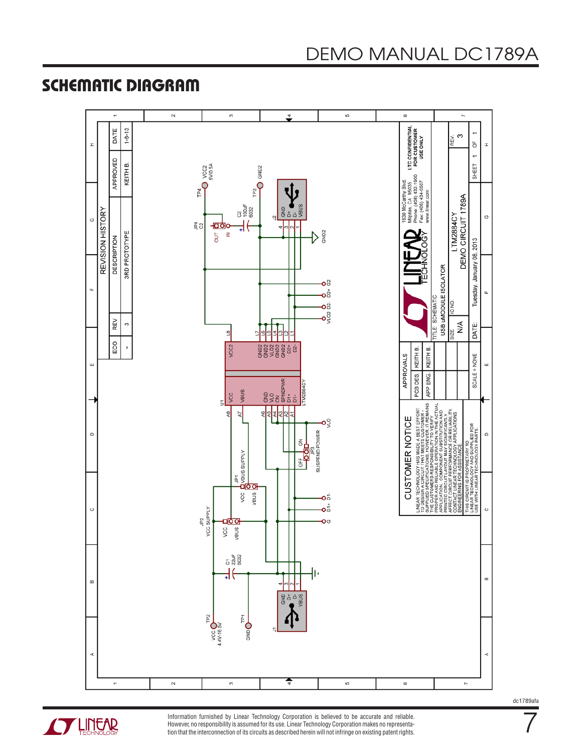# SCHEMATIC DIAGRAM

REVISION HISTORY

| ECO | REV | DESCRIPTION | APPROVED | DATE |
|---|---|---|---|---|
| - | 3 | 3RD PROTOTYPE | KEITH B. | 1-8-13 |

CUSTOMER NOTICE

LINEAR TECHNOLOGY HAS MADE A BEST EFFORT TO DESIGN A CIRCUIT THAT MEETS CUSTOMER-SUPPLIED SPECIFICATIONS; HOWEVER, IT REMAINS THE CUSTOMERS RESPONSIBILITY TO VERIFY PROPER AND RELIABLE OPERATION IN THE ACTUAL APPLICATION. COMPONENT SUBSTITUTION AND PRINTED CIRCUIT LAYOUT MAY SIGNIFICANTLY AFFECT CIRCUIT PERFORMANCE OR RELIABILITY. CONTACT LINEAR TECHNOLOGY APPLICATIONS ENGINEERING FOR ASSISTANCE.

THIS CIRCUIT IS PROPRIETARY TO LINEAR TECHNOLOGY AND SUPPLIED FOR USE WITH LINEAR TECHNOLOGY PARTS.

| APPROVALS | |
|---|---|
| PCB DES. | KEITH B. |
| APP ENG. | KEITH B. |

1630 McCarthy Blvd.
Milpitas, CA 95035
Phone: (408) 432-1900
Fax: (408) 434-0507
www.linear.com

LTC CONFIDENTIAL FOR CUSTOMER USE ONLY

TITLE: SCHEMATIC
USB uMODULE ISOLATOR

SIZE: N/A | IC NO. LTM2884CY | DEMO CIRCUIT 1789A | REV. 3

SCALE = NONE | DATE: Tuesday, January 08, 2013 | SHEET 1 OF 1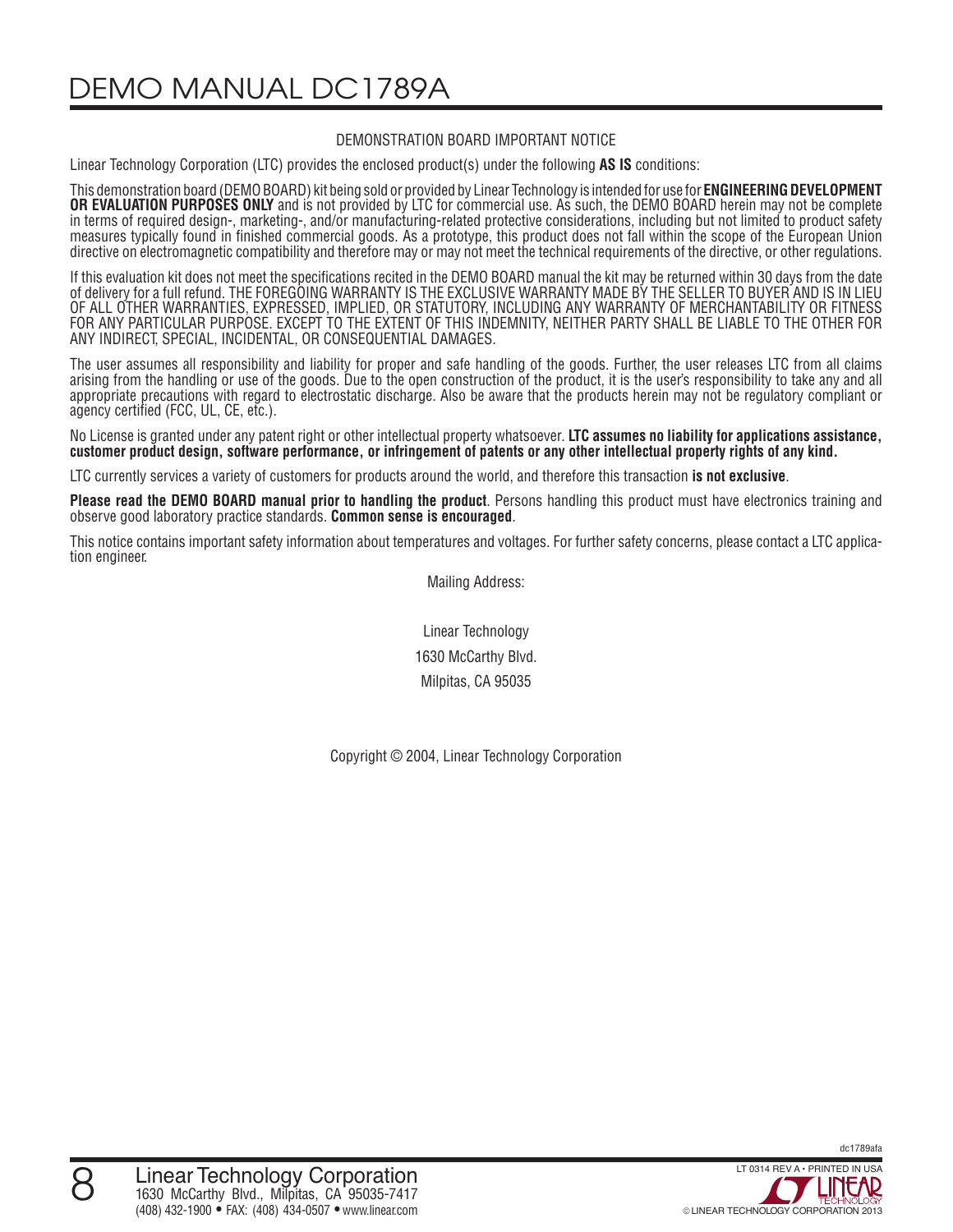## DEMONSTRATION BOARD IMPORTANT NOTICE

Linear Technology Corporation (LTC) provides the enclosed product(s) under the following **AS IS** conditions:

This demonstration board (DEMO BOARD) kit being sold or provided by Linear Technology is intended for use for **ENGINEERING DEVELOPMENT OR EVALUATION PURPOSES ONLY** and is not provided by LTC for commercial use. As such, the DEMO BOARD herein may not be complete in terms of required design-, marketing-, and/or manufacturing-related protective considerations, including but not limited to product safety measures typically found in finished commercial goods. As a prototype, this product does not fall within the scope of the European Union directive on electromagnetic compatibility and therefore may or may not meet the technical requirements of the directive, or other regulations.

If this evaluation kit does not meet the specifications recited in the DEMO BOARD manual the kit may be returned within 30 days from the date of delivery for a full refund. THE FOREGOING WARRANTY IS THE EXCLUSIVE WARRANTY MADE BY THE SELLER TO BUYER AND IS IN LIEU OF ALL OTHER WARRANTIES, EXPRESSED, IMPLIED, OR STATUTORY, INCLUDING ANY WARRANTY OF MERCHANTABILITY OR FITNESS FOR ANY PARTICULAR PURPOSE. EXCEPT TO THE EXTENT OF THIS INDEMNITY, NEITHER PARTY SHALL BE LIABLE TO THE OTHER FOR ANY INDIRECT, SPECIAL, INCIDENTAL, OR CONSEQUENTIAL DAMAGES.

The user assumes all responsibility and liability for proper and safe handling of the goods. Further, the user releases LTC from all claims arising from the handling or use of the goods. Due to the open construction of the product, it is the user's responsibility to take any and all appropriate precautions with regard to electrostatic discharge. Also be aware that the products herein may not be regulatory compliant or agency certified (FCC, UL, CE, etc.).

No License is granted under any patent right or other intellectual property whatsoever. **LTC assumes no liability for applications assistance, customer product design, software performance, or infringement of patents or any other intellectual property rights of any kind.**

LTC currently services a variety of customers for products around the world, and therefore this transaction **is not exclusive**.

**Please read the DEMO BOARD manual prior to handling the product**. Persons handling this product must have electronics training and observe good laboratory practice standards. **Common sense is encouraged**.

This notice contains important safety information about temperatures and voltages. For further safety concerns, please contact a LTC application engineer.

Mailing Address:

Linear Technology
1630 McCarthy Blvd.
Milpitas, CA 95035

Copyright © 2004, Linear Technology Corporation

Linear Technology Corporation
1630 McCarthy Blvd., Milpitas, CA 95035-7417
(408) 432-1900 • FAX: (408) 434-0507 • www.linear.com

LT 0314 REV A • PRINTED IN USA
© LINEAR TECHNOLOGY CORPORATION 2013